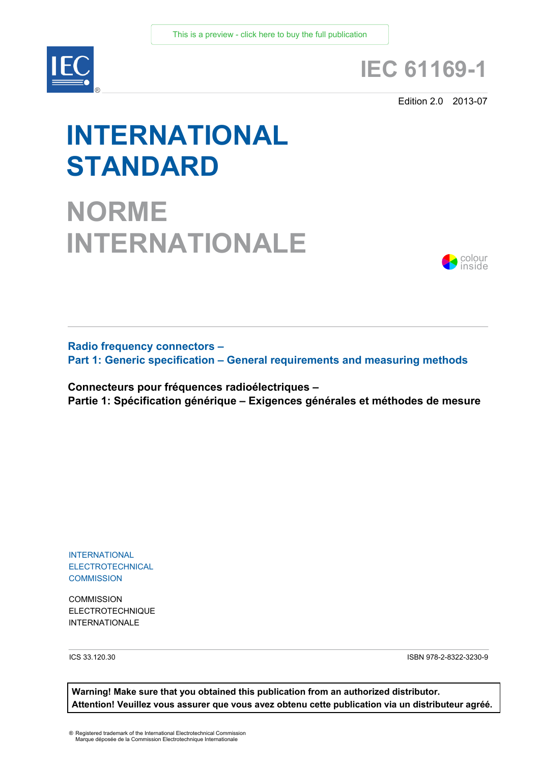This is a preview - click here to buy the full publication

# IEC 61169-1

Edition 2.0 2013-07

# INTERNATIONAL STANDARD

# NORME INTERNATIONALE

colour inside

**Radio frequency connectors –**
**Part 1: Generic specification – General requirements and measuring methods**

**Connecteurs pour fréquences radioélectriques –**
**Partie 1: Spécification générique – Exigences générales et méthodes de mesure**

INTERNATIONAL
ELECTROTECHNICAL
COMMISSION

COMMISSION
ELECTROTECHNIQUE
INTERNATIONALE

ICS 33.120.30

ISBN 978-2-8322-3230-9

**Warning! Make sure that you obtained this publication from an authorized distributor.**
**Attention! Veuillez vous assurer que vous avez obtenu cette publication via un distributeur agréé.**

® Registered trademark of the International Electrotechnical Commission
Marque déposée de la Commission Electrotechnique Internationale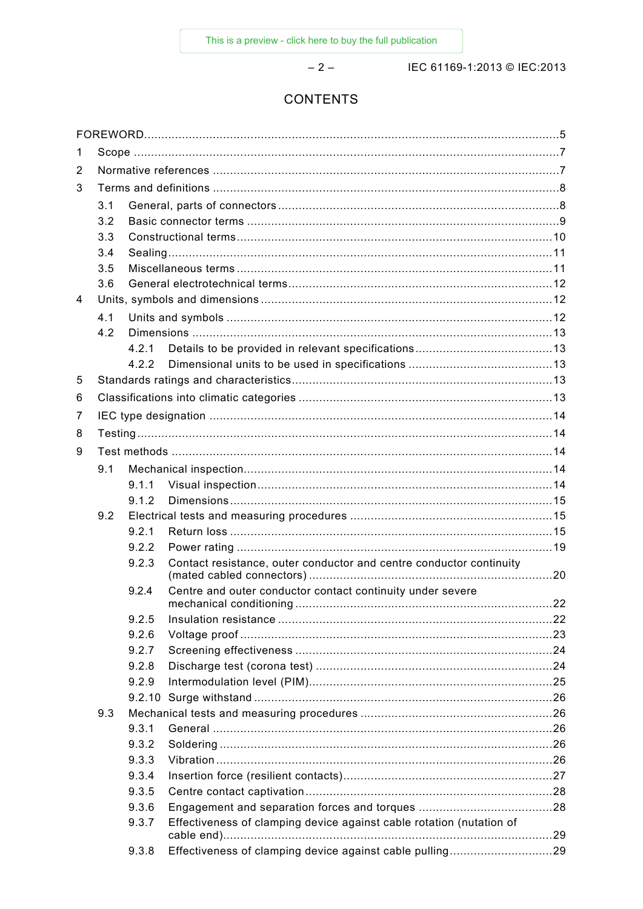# CONTENTS

FOREWORD ... 5

1 Scope ... 7

2 Normative references ... 7

3 Terms and definitions ... 8

- 3.1 General, parts of connectors ... 8
- 3.2 Basic connector terms ... 9
- 3.3 Constructional terms ... 10
- 3.4 Sealing ... 11
- 3.5 Miscellaneous terms ... 11
- 3.6 General electrotechnical terms ... 12

4 Units, symbols and dimensions ... 12

- 4.1 Units and symbols ... 12
- 4.2 Dimensions ... 13
  - 4.2.1 Details to be provided in relevant specifications ... 13
  - 4.2.2 Dimensional units to be used in specifications ... 13

5 Standards ratings and characteristics ... 13

6 Classifications into climatic categories ... 13

7 IEC type designation ... 14

8 Testing ... 14

9 Test methods ... 14

- 9.1 Mechanical inspection ... 14
  - 9.1.1 Visual inspection ... 14
  - 9.1.2 Dimensions ... 15
- 9.2 Electrical tests and measuring procedures ... 15
  - 9.2.1 Return loss ... 15
  - 9.2.2 Power rating ... 19
  - 9.2.3 Contact resistance, outer conductor and centre conductor continuity (mated cabled connectors) ... 20
  - 9.2.4 Centre and outer conductor contact continuity under severe mechanical conditioning ... 22
  - 9.2.5 Insulation resistance ... 22
  - 9.2.6 Voltage proof ... 23
  - 9.2.7 Screening effectiveness ... 24
  - 9.2.8 Discharge test (corona test) ... 24
  - 9.2.9 Intermodulation level (PIM) ... 25
  - 9.2.10 Surge withstand ... 26
- 9.3 Mechanical tests and measuring procedures ... 26
  - 9.3.1 General ... 26
  - 9.3.2 Soldering ... 26
  - 9.3.3 Vibration ... 26
  - 9.3.4 Insertion force (resilient contacts) ... 27
  - 9.3.5 Centre contact captivation ... 28
  - 9.3.6 Engagement and separation forces and torques ... 28
  - 9.3.7 Effectiveness of clamping device against cable rotation (nutation of cable end) ... 29
  - 9.3.8 Effectiveness of clamping device against cable pulling ... 29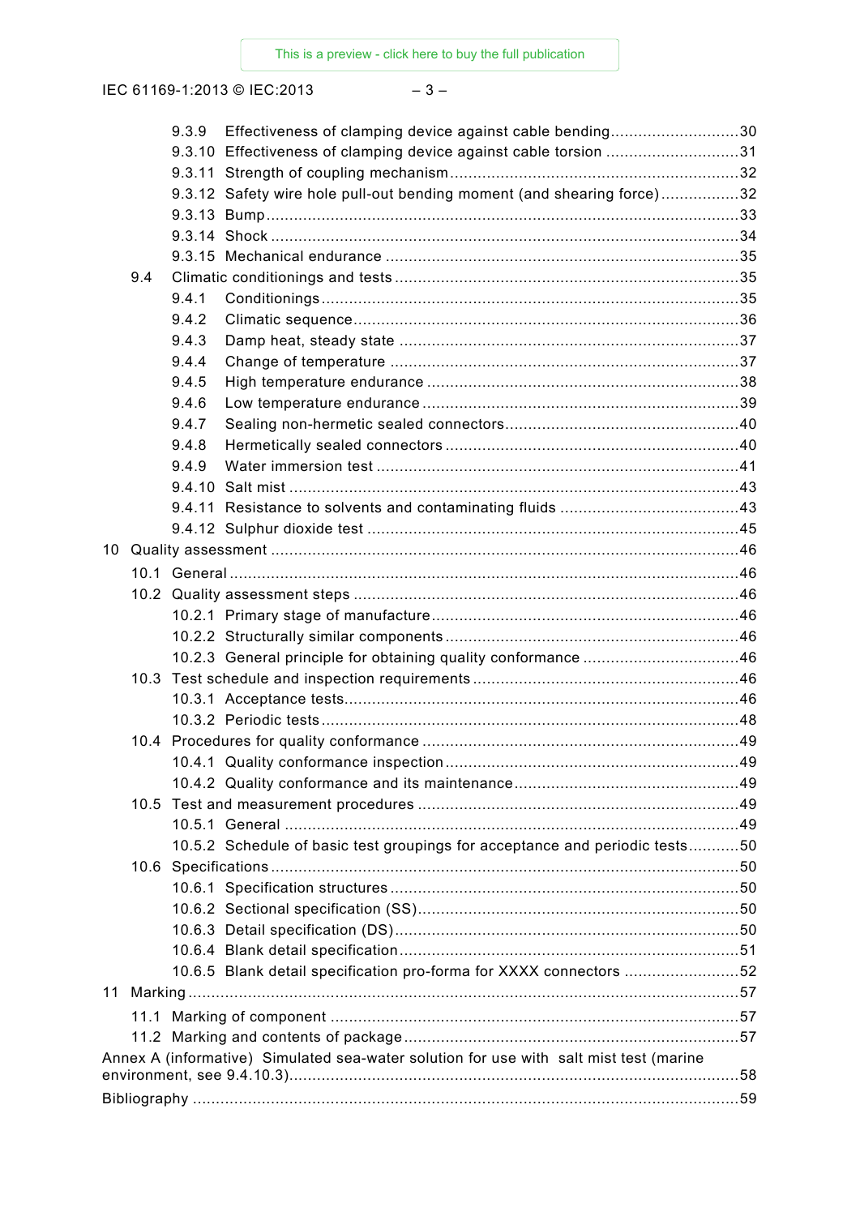9.3.9 Effectiveness of clamping device against cable bending ............................ 30
9.3.10 Effectiveness of clamping device against cable torsion ............................. 31
9.3.11 Strength of coupling mechanism ............................................................... 32
9.3.12 Safety wire hole pull-out bending moment (and shearing force) ................. 32
9.3.13 Bump ....................................................................................................... 33
9.3.14 Shock ...................................................................................................... 34
9.3.15 Mechanical endurance ............................................................................. 35
9.4 Climatic conditionings and tests ........................................................................... 35
9.4.1 Conditionings ........................................................................................... 35
9.4.2 Climatic sequence .................................................................................... 36
9.4.3 Damp heat, steady state ........................................................................... 37
9.4.4 Change of temperature ............................................................................ 37
9.4.5 High temperature endurance .................................................................... 38
9.4.6 Low temperature endurance ..................................................................... 39
9.4.7 Sealing non-hermetic sealed connectors ................................................... 40
9.4.8 Hermetically sealed connectors ................................................................ 40
9.4.9 Water immersion test ............................................................................... 41
9.4.10 Salt mist .................................................................................................. 43
9.4.11 Resistance to solvents and contaminating fluids ....................................... 43
9.4.12 Sulphur dioxide test ................................................................................. 45
10 Quality assessment ...................................................................................................... 46
10.1 General ............................................................................................................... 46
10.2 Quality assessment steps .................................................................................... 46
10.2.1 Primary stage of manufacture ................................................................... 46
10.2.2 Structurally similar components ................................................................ 46
10.2.3 General principle for obtaining quality conformance .................................. 46
10.3 Test schedule and inspection requirements .......................................................... 46
10.3.1 Acceptance tests ...................................................................................... 46
10.3.2 Periodic tests ........................................................................................... 48
10.4 Procedures for quality conformance ..................................................................... 49
10.4.1 Quality conformance inspection ................................................................ 49
10.4.2 Quality conformance and its maintenance ................................................. 49
10.5 Test and measurement procedures ...................................................................... 49
10.5.1 General ................................................................................................... 49
10.5.2 Schedule of basic test groupings for acceptance and periodic tests ........... 50
10.6 Specifications ...................................................................................................... 50
10.6.1 Specification structures ............................................................................ 50
10.6.2 Sectional specification (SS) ...................................................................... 50
10.6.3 Detail specification (DS) ........................................................................... 50
10.6.4 Blank detail specification .......................................................................... 51
10.6.5 Blank detail specification pro-forma for XXXX connectors ......................... 52
11 Marking ........................................................................................................................ 57
11.1 Marking of component ......................................................................................... 57
11.2 Marking and contents of package ......................................................................... 57
Annex A (informative) Simulated sea-water solution for use with salt mist test (marine environment, see 9.4.10.3) ................................................................................................. 58
Bibliography ...................................................................................................................... 59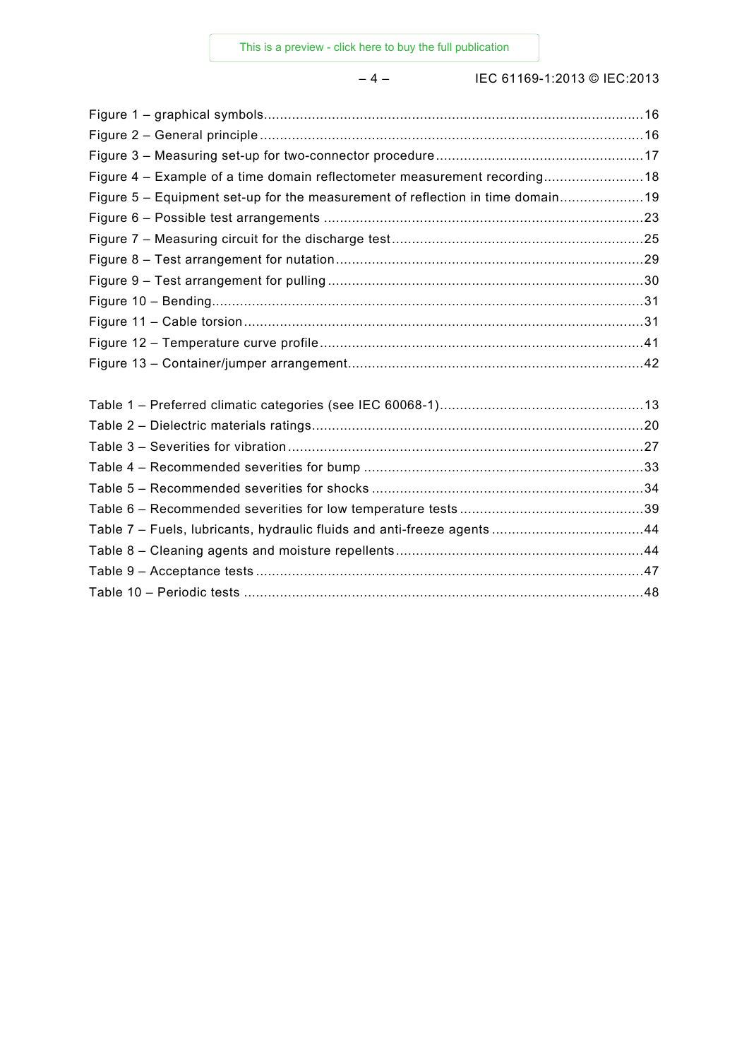Figure 1 – graphical symbols ..... 16
Figure 2 – General principle ..... 16
Figure 3 – Measuring set-up for two-connector procedure ..... 17
Figure 4 – Example of a time domain reflectometer measurement recording ..... 18
Figure 5 – Equipment set-up for the measurement of reflection in time domain ..... 19
Figure 6 – Possible test arrangements ..... 23
Figure 7 – Measuring circuit for the discharge test ..... 25
Figure 8 – Test arrangement for nutation ..... 29
Figure 9 – Test arrangement for pulling ..... 30
Figure 10 – Bending ..... 31
Figure 11 – Cable torsion ..... 31
Figure 12 – Temperature curve profile ..... 41
Figure 13 – Container/jumper arrangement ..... 42

Table 1 – Preferred climatic categories (see IEC 60068-1) ..... 13
Table 2 – Dielectric materials ratings ..... 20
Table 3 – Severities for vibration ..... 27
Table 4 – Recommended severities for bump ..... 33
Table 5 – Recommended severities for shocks ..... 34
Table 6 – Recommended severities for low temperature tests ..... 39
Table 7 – Fuels, lubricants, hydraulic fluids and anti-freeze agents ..... 44
Table 8 – Cleaning agents and moisture repellents ..... 44
Table 9 – Acceptance tests ..... 47
Table 10 – Periodic tests ..... 48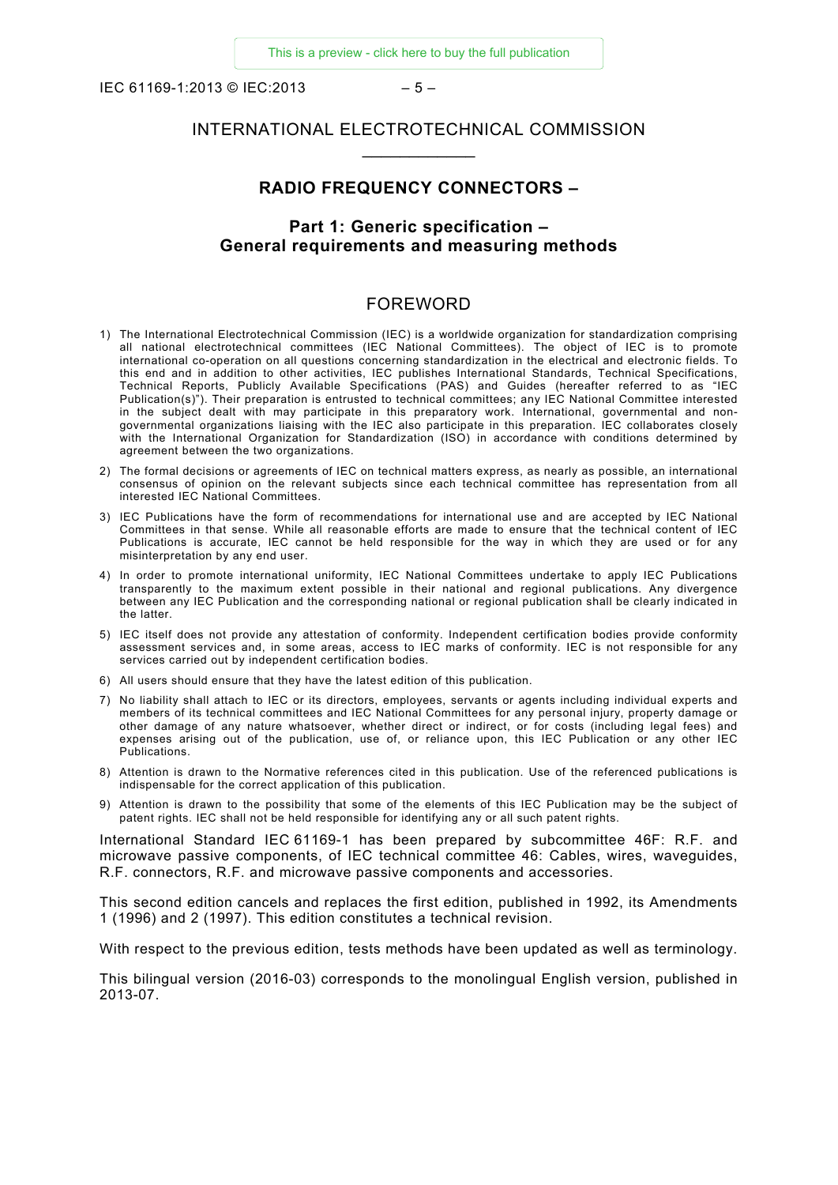# INTERNATIONAL ELECTROTECHNICAL COMMISSION

____________

## RADIO FREQUENCY CONNECTORS –

## Part 1: Generic specification – General requirements and measuring methods

## FOREWORD

1) The International Electrotechnical Commission (IEC) is a worldwide organization for standardization comprising all national electrotechnical committees (IEC National Committees). The object of IEC is to promote international co-operation on all questions concerning standardization in the electrical and electronic fields. To this end and in addition to other activities, IEC publishes International Standards, Technical Specifications, Technical Reports, Publicly Available Specifications (PAS) and Guides (hereafter referred to as "IEC Publication(s)"). Their preparation is entrusted to technical committees; any IEC National Committee interested in the subject dealt with may participate in this preparatory work. International, governmental and non-governmental organizations liaising with the IEC also participate in this preparation. IEC collaborates closely with the International Organization for Standardization (ISO) in accordance with conditions determined by agreement between the two organizations.
2) The formal decisions or agreements of IEC on technical matters express, as nearly as possible, an international consensus of opinion on the relevant subjects since each technical committee has representation from all interested IEC National Committees.
3) IEC Publications have the form of recommendations for international use and are accepted by IEC National Committees in that sense. While all reasonable efforts are made to ensure that the technical content of IEC Publications is accurate, IEC cannot be held responsible for the way in which they are used or for any misinterpretation by any end user.
4) In order to promote international uniformity, IEC National Committees undertake to apply IEC Publications transparently to the maximum extent possible in their national and regional publications. Any divergence between any IEC Publication and the corresponding national or regional publication shall be clearly indicated in the latter.
5) IEC itself does not provide any attestation of conformity. Independent certification bodies provide conformity assessment services and, in some areas, access to IEC marks of conformity. IEC is not responsible for any services carried out by independent certification bodies.
6) All users should ensure that they have the latest edition of this publication.
7) No liability shall attach to IEC or its directors, employees, servants or agents including individual experts and members of its technical committees and IEC National Committees for any personal injury, property damage or other damage of any nature whatsoever, whether direct or indirect, or for costs (including legal fees) and expenses arising out of the publication, use of, or reliance upon, this IEC Publication or any other IEC Publications.
8) Attention is drawn to the Normative references cited in this publication. Use of the referenced publications is indispensable for the correct application of this publication.
9) Attention is drawn to the possibility that some of the elements of this IEC Publication may be the subject of patent rights. IEC shall not be held responsible for identifying any or all such patent rights.

International Standard IEC 61169-1 has been prepared by subcommittee 46F: R.F. and microwave passive components, of IEC technical committee 46: Cables, wires, waveguides, R.F. connectors, R.F. and microwave passive components and accessories.

This second edition cancels and replaces the first edition, published in 1992, its Amendments 1 (1996) and 2 (1997). This edition constitutes a technical revision.

With respect to the previous edition, tests methods have been updated as well as terminology.

This bilingual version (2016-03) corresponds to the monolingual English version, published in 2013-07.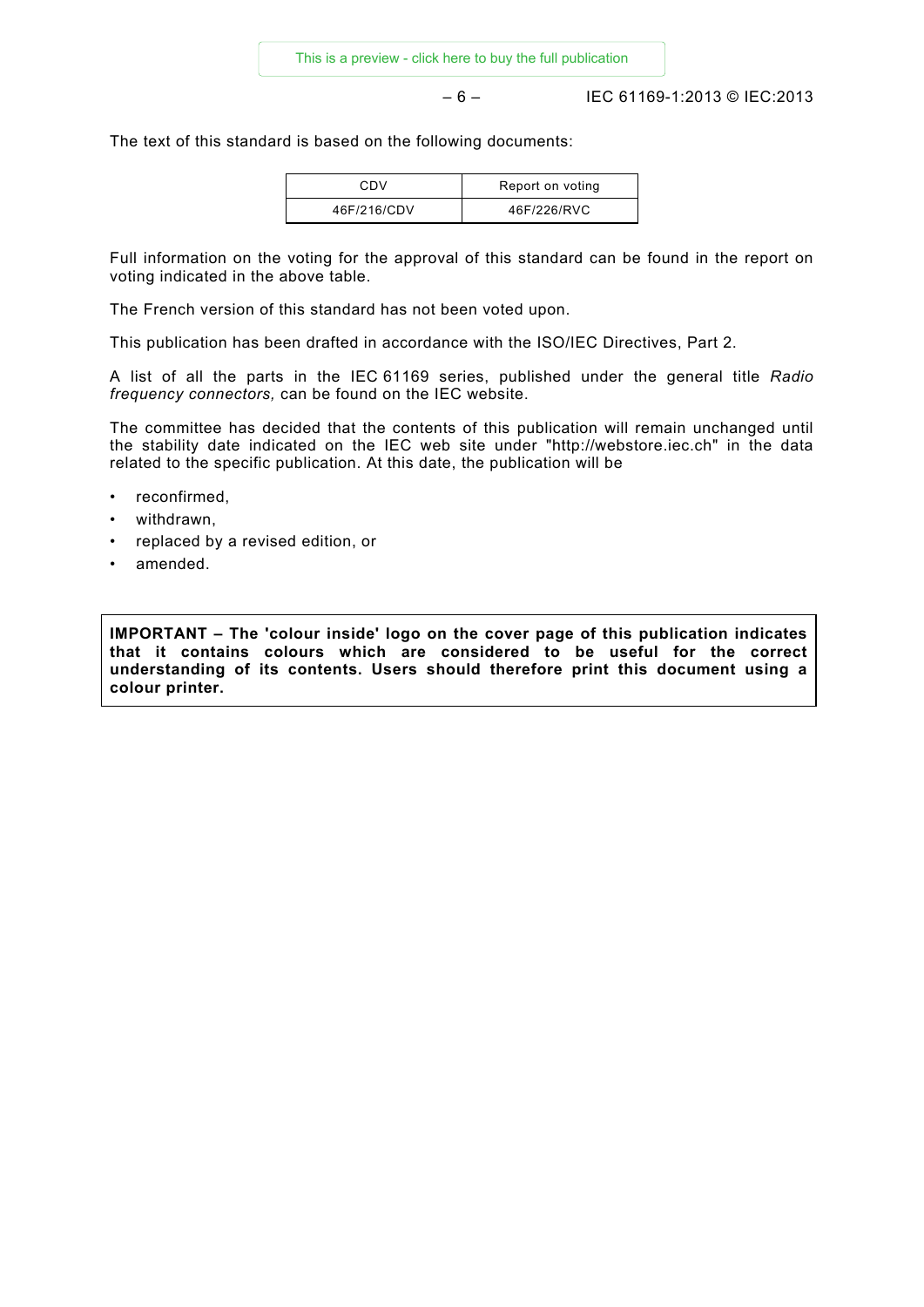The text of this standard is based on the following documents:

| CDV | Report on voting |
|---|---|
| 46F/216/CDV | 46F/226/RVC |

Full information on the voting for the approval of this standard can be found in the report on voting indicated in the above table.

The French version of this standard has not been voted upon.

This publication has been drafted in accordance with the ISO/IEC Directives, Part 2.

A list of all the parts in the IEC 61169 series, published under the general title *Radio frequency connectors,* can be found on the IEC website.

The committee has decided that the contents of this publication will remain unchanged until the stability date indicated on the IEC web site under "http://webstore.iec.ch" in the data related to the specific publication. At this date, the publication will be

- reconfirmed,
- withdrawn,
- replaced by a revised edition, or
- amended.

**IMPORTANT – The 'colour inside' logo on the cover page of this publication indicates that it contains colours which are considered to be useful for the correct understanding of its contents. Users should therefore print this document using a colour printer.**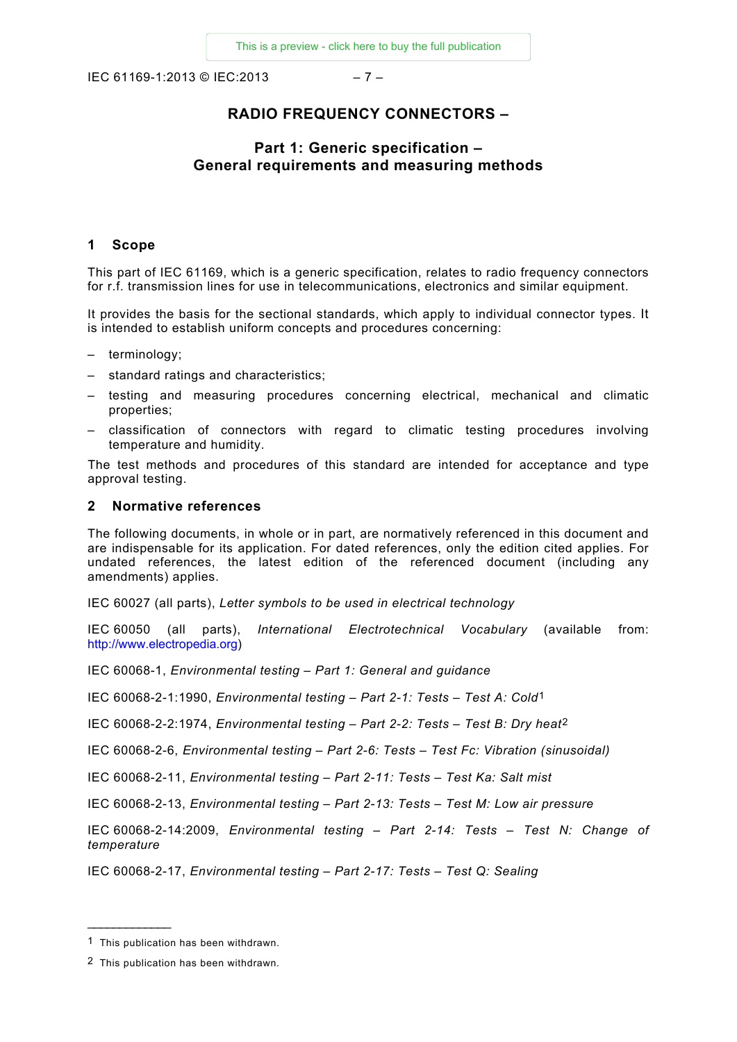# RADIO FREQUENCY CONNECTORS –

## Part 1: Generic specification – General requirements and measuring methods

### 1 Scope

This part of IEC 61169, which is a generic specification, relates to radio frequency connectors for r.f. transmission lines for use in telecommunications, electronics and similar equipment.

It provides the basis for the sectional standards, which apply to individual connector types. It is intended to establish uniform concepts and procedures concerning:

- terminology;
- standard ratings and characteristics;
- testing and measuring procedures concerning electrical, mechanical and climatic properties;
- classification of connectors with regard to climatic testing procedures involving temperature and humidity.

The test methods and procedures of this standard are intended for acceptance and type approval testing.

### 2 Normative references

The following documents, in whole or in part, are normatively referenced in this document and are indispensable for its application. For dated references, only the edition cited applies. For undated references, the latest edition of the referenced document (including any amendments) applies.

IEC 60027 (all parts), *Letter symbols to be used in electrical technology*

IEC 60050 (all parts), *International Electrotechnical Vocabulary* (available from: http://www.electropedia.org)

IEC 60068-1, *Environmental testing – Part 1: General and guidance*

IEC 60068-2-1:1990, *Environmental testing – Part 2-1: Tests – Test A: Cold*[1]

IEC 60068-2-2:1974, *Environmental testing – Part 2-2: Tests – Test B: Dry heat*[2]

IEC 60068-2-6, *Environmental testing – Part 2-6: Tests – Test Fc: Vibration (sinusoidal)*

IEC 60068-2-11, *Environmental testing – Part 2-11: Tests – Test Ka: Salt mist*

IEC 60068-2-13, *Environmental testing – Part 2-13: Tests – Test M: Low air pressure*

IEC 60068-2-14:2009, *Environmental testing – Part 2-14: Tests – Test N: Change of temperature*

IEC 60068-2-17, *Environmental testing – Part 2-17: Tests – Test Q: Sealing*

---

[1] This publication has been withdrawn.

[2] This publication has been withdrawn.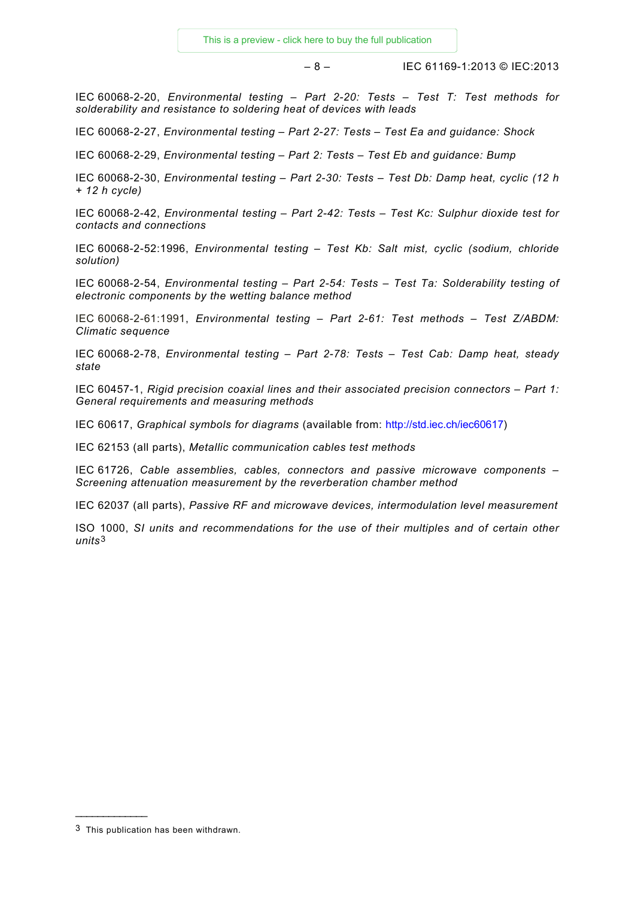IEC 60068-2-20, *Environmental testing – Part 2-20: Tests – Test T: Test methods for solderability and resistance to soldering heat of devices with leads*

IEC 60068-2-27, *Environmental testing – Part 2-27: Tests – Test Ea and guidance: Shock*

IEC 60068-2-29, *Environmental testing – Part 2: Tests – Test Eb and guidance: Bump*

IEC 60068-2-30, *Environmental testing – Part 2-30: Tests – Test Db: Damp heat, cyclic (12 h + 12 h cycle)*

IEC 60068-2-42, *Environmental testing – Part 2-42: Tests – Test Kc: Sulphur dioxide test for contacts and connections*

IEC 60068-2-52:1996, *Environmental testing – Test Kb: Salt mist, cyclic (sodium, chloride solution)*

IEC 60068-2-54, *Environmental testing – Part 2-54: Tests – Test Ta: Solderability testing of electronic components by the wetting balance method*

IEC 60068-2-61:1991, *Environmental testing – Part 2-61: Test methods – Test Z/ABDM: Climatic sequence*

IEC 60068-2-78, *Environmental testing – Part 2-78: Tests – Test Cab: Damp heat, steady state*

IEC 60457-1, *Rigid precision coaxial lines and their associated precision connectors – Part 1: General requirements and measuring methods*

IEC 60617, *Graphical symbols for diagrams* (available from: http://std.iec.ch/iec60617)

IEC 62153 (all parts), *Metallic communication cables test methods*

IEC 61726, *Cable assemblies, cables, connectors and passive microwave components – Screening attenuation measurement by the reverberation chamber method*

IEC 62037 (all parts), *Passive RF and microwave devices, intermodulation level measurement*

ISO 1000, *SI units and recommendations for the use of their multiples and of certain other units*[3]

---

[3] This publication has been withdrawn.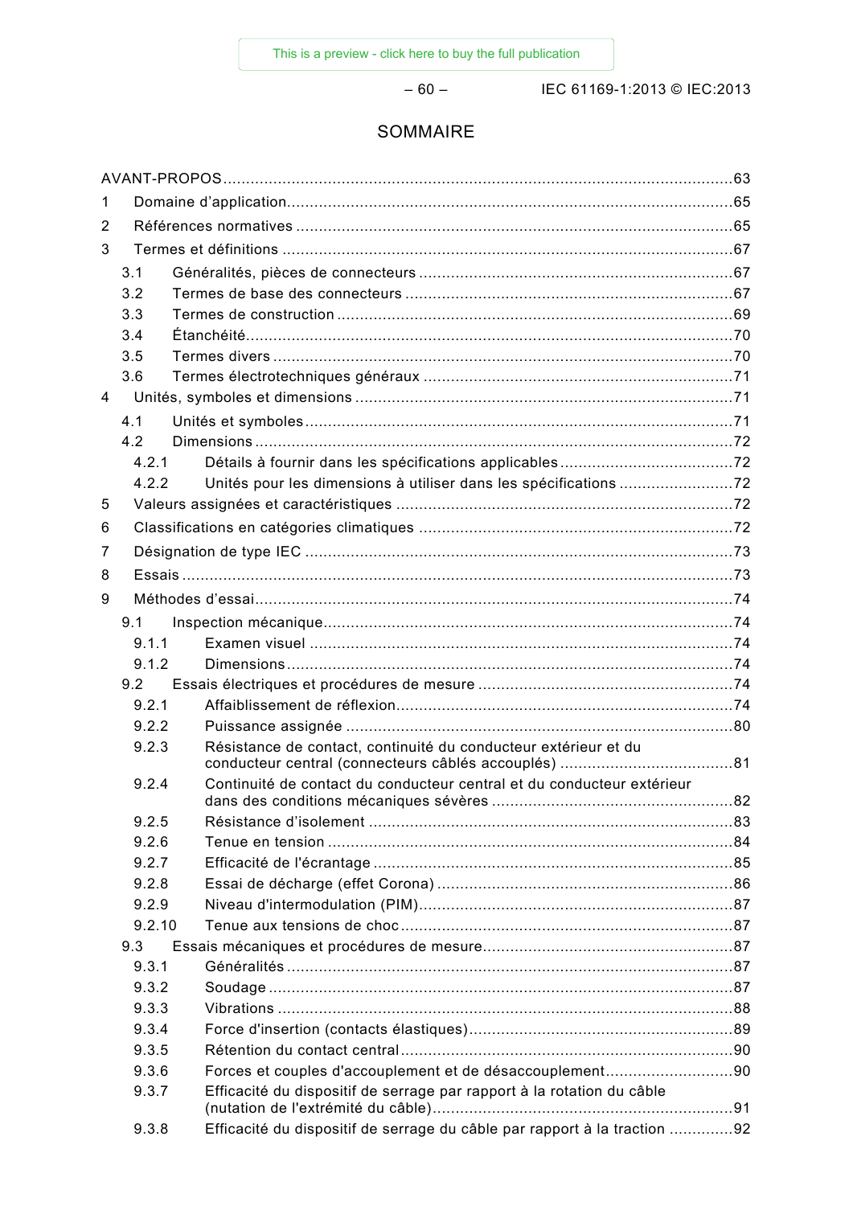# SOMMAIRE

AVANT-PROPOS .......... 63

1 Domaine d'application .......... 65

2 Références normatives .......... 65

3 Termes et définitions .......... 67

- 3.1 Généralités, pièces de connecteurs .......... 67
- 3.2 Termes de base des connecteurs .......... 67
- 3.3 Termes de construction .......... 69
- 3.4 Étanchéité .......... 70
- 3.5 Termes divers .......... 70
- 3.6 Termes électrotechniques généraux .......... 71

4 Unités, symboles et dimensions .......... 71

- 4.1 Unités et symboles .......... 71
- 4.2 Dimensions .......... 72
  - 4.2.1 Détails à fournir dans les spécifications applicables .......... 72
  - 4.2.2 Unités pour les dimensions à utiliser dans les spécifications .......... 72

5 Valeurs assignées et caractéristiques .......... 72

6 Classifications en catégories climatiques .......... 72

7 Désignation de type IEC .......... 73

8 Essais .......... 73

9 Méthodes d'essai .......... 74

- 9.1 Inspection mécanique .......... 74
  - 9.1.1 Examen visuel .......... 74
  - 9.1.2 Dimensions .......... 74
- 9.2 Essais électriques et procédures de mesure .......... 74
  - 9.2.1 Affaiblissement de réflexion .......... 74
  - 9.2.2 Puissance assignée .......... 80
  - 9.2.3 Résistance de contact, continuité du conducteur extérieur et du conducteur central (connecteurs câblés accouplés) .......... 81
  - 9.2.4 Continuité de contact du conducteur central et du conducteur extérieur dans des conditions mécaniques sévères .......... 82
  - 9.2.5 Résistance d'isolement .......... 83
  - 9.2.6 Tenue en tension .......... 84
  - 9.2.7 Efficacité de l'écrantage .......... 85
  - 9.2.8 Essai de décharge (effet Corona) .......... 86
  - 9.2.9 Niveau d'intermodulation (PIM) .......... 87
  - 9.2.10 Tenue aux tensions de choc .......... 87
- 9.3 Essais mécaniques et procédures de mesure .......... 87
  - 9.3.1 Généralités .......... 87
  - 9.3.2 Soudage .......... 87
  - 9.3.3 Vibrations .......... 88
  - 9.3.4 Force d'insertion (contacts élastiques) .......... 89
  - 9.3.5 Rétention du contact central .......... 90
  - 9.3.6 Forces et couples d'accouplement et de désaccouplement .......... 90
  - 9.3.7 Efficacité du dispositif de serrage par rapport à la rotation du câble (nutation de l'extrémité du câble) .......... 91
  - 9.3.8 Efficacité du dispositif de serrage du câble par rapport à la traction .......... 92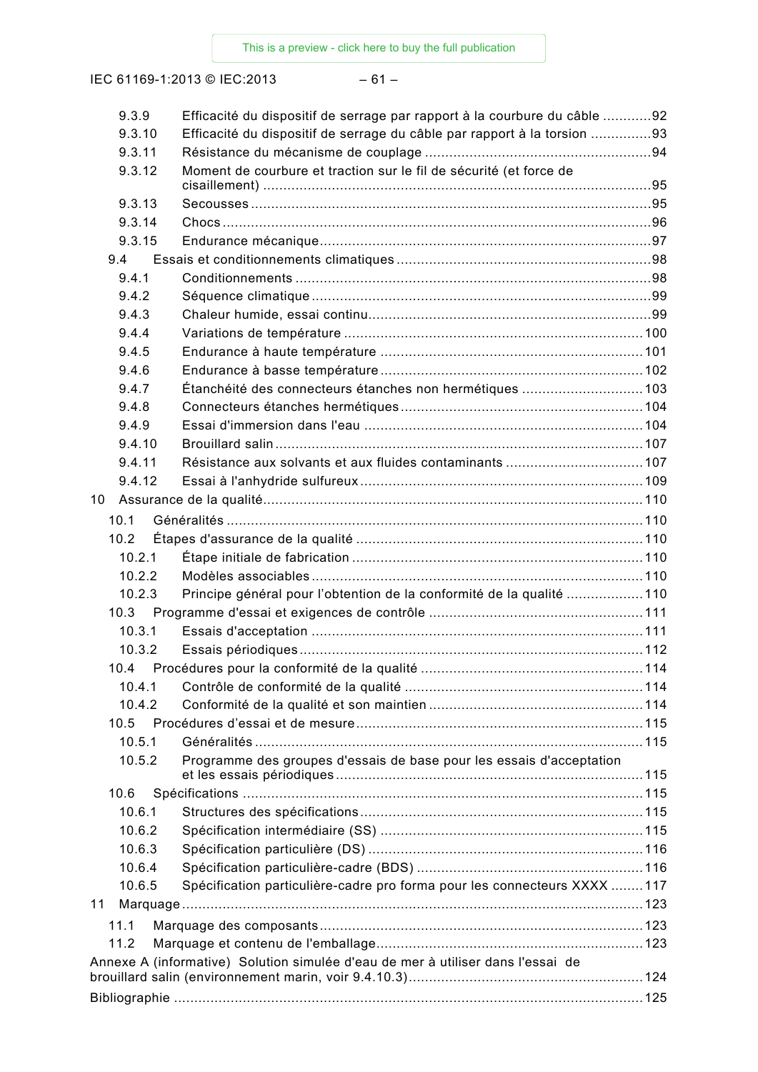9.3.9 Efficacité du dispositif de serrage par rapport à la courbure du câble ............92
9.3.10 Efficacité du dispositif de serrage du câble par rapport à la torsion ...............93
9.3.11 Résistance du mécanisme de couplage .......................................................94
9.3.12 Moment de courbure et traction sur le fil de sécurité (et force de cisaillement) ...............................................................................................95
9.3.13 Secousses ..................................................................................................95
9.3.14 Chocs ........................................................................................................96
9.3.15 Endurance mécanique .................................................................................97
9.4 Essais et conditionnements climatiques ...............................................................98
9.4.1 Conditionnements .......................................................................................98
9.4.2 Séquence climatique ...................................................................................99
9.4.3 Chaleur humide, essai continu.....................................................................99
9.4.4 Variations de température .........................................................................100
9.4.5 Endurance à haute température ................................................................101
9.4.6 Endurance à basse température ................................................................102
9.4.7 Étanchéité des connecteurs étanches non hermétiques .............................103
9.4.8 Connecteurs étanches hermétiques ...........................................................104
9.4.9 Essai d'immersion dans l'eau ....................................................................104
9.4.10 Brouillard salin ..........................................................................................107
9.4.11 Résistance aux solvants et aux fluides contaminants .................................107
9.4.12 Essai à l'anhydride sulfureux .....................................................................109
10 Assurance de la qualité.............................................................................................110
10.1 Généralités ......................................................................................................110
10.2 Étapes d'assurance de la qualité ......................................................................110
10.2.1 Étape initiale de fabrication .......................................................................110
10.2.2 Modèles associables .................................................................................110
10.2.3 Principe général pour l'obtention de la conformité de la qualité ..................110
10.3 Programme d'essai et exigences de contrôle ....................................................111
10.3.1 Essais d'acceptation .................................................................................111
10.3.2 Essais périodiques ....................................................................................112
10.4 Procédures pour la conformité de la qualité ......................................................114
10.4.1 Contrôle de conformité de la qualité ..........................................................114
10.4.2 Conformité de la qualité et son maintien ....................................................114
10.5 Procédures d'essai et de mesure ......................................................................115
10.5.1 Généralités ...............................................................................................115
10.5.2 Programme des groupes d'essais de base pour les essais d'acceptation et les essais périodiques ...........................................................................115
10.6 Spécifications ..................................................................................................115
10.6.1 Structures des spécifications .....................................................................115
10.6.2 Spécification intermédiaire (SS) ................................................................115
10.6.3 Spécification particulière (DS) ...................................................................116
10.6.4 Spécification particulière-cadre (BDS) .......................................................116
10.6.5 Spécification particulière-cadre pro forma pour les connecteurs XXXX ........117
11 Marquage.................................................................................................................123
11.1 Marquage des composants ...............................................................................123
11.2 Marquage et contenu de l'emballage.................................................................123
Annexe A (informative) Solution simulée d'eau de mer à utiliser dans l'essai de brouillard salin (environnement marin, voir 9.4.10.3)..........................................................124
Bibliographie ..................................................................................................................125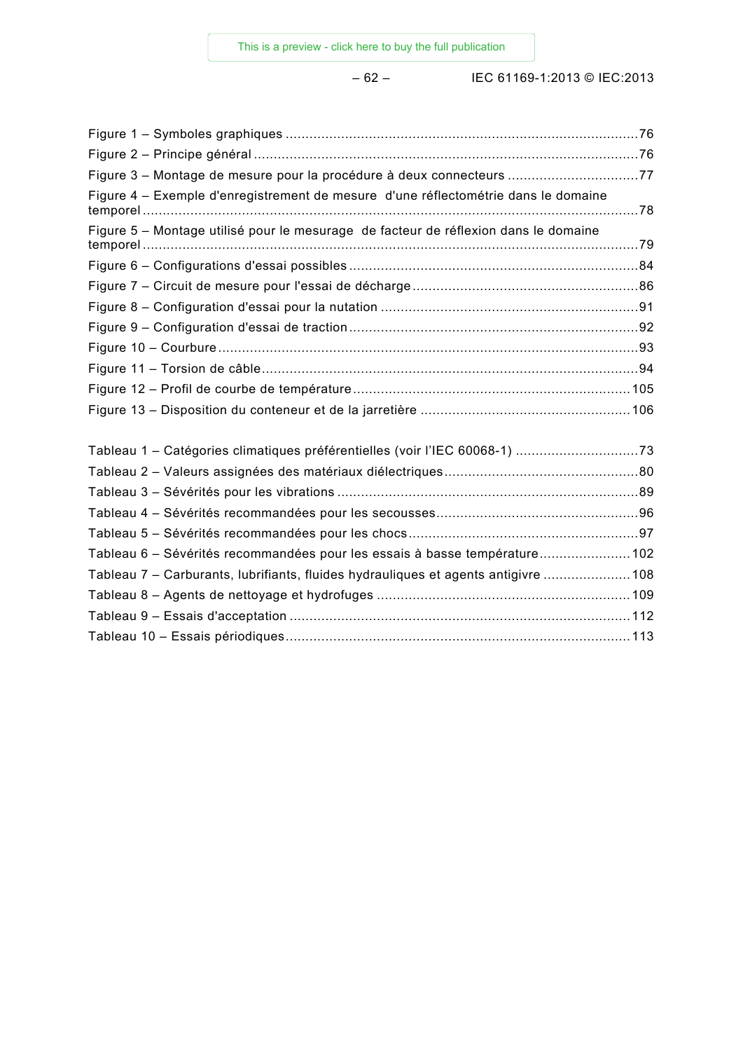Figure 1 – Symboles graphiques ........................................................................................76
Figure 2 – Principe général ................................................................................................76
Figure 3 – Montage de mesure pour la procédure à deux connecteurs ................................77
Figure 4 – Exemple d'enregistrement de mesure d'une réflectométrie dans le domaine temporel ............................................................................................................................78
Figure 5 – Montage utilisé pour le mesurage de facteur de réflexion dans le domaine temporel ............................................................................................................................79
Figure 6 – Configurations d'essai possibles ........................................................................84
Figure 7 – Circuit de mesure pour l'essai de décharge ........................................................86
Figure 8 – Configuration d'essai pour la nutation ................................................................91
Figure 9 – Configuration d'essai de traction ........................................................................92
Figure 10 – Courbure .........................................................................................................93
Figure 11 – Torsion de câble ..............................................................................................94
Figure 12 – Profil de courbe de température .....................................................................105
Figure 13 – Disposition du conteneur et de la jarretière ....................................................106

Tableau 1 – Catégories climatiques préférentielles (voir l'IEC 60068-1) ...............................73
Tableau 2 – Valeurs assignées des matériaux diélectriques ................................................80
Tableau 3 – Sévérités pour les vibrations ...........................................................................89
Tableau 4 – Sévérités recommandées pour les secousses ..................................................96
Tableau 5 – Sévérités recommandées pour les chocs .........................................................97
Tableau 6 – Sévérités recommandées pour les essais à basse température .......................102
Tableau 7 – Carburants, lubrifiants, fluides hydrauliques et agents antigivre ......................108
Tableau 8 – Agents de nettoyage et hydrofuges ................................................................109
Tableau 9 – Essais d'acceptation .....................................................................................112
Tableau 10 – Essais périodiques .....................................................................................113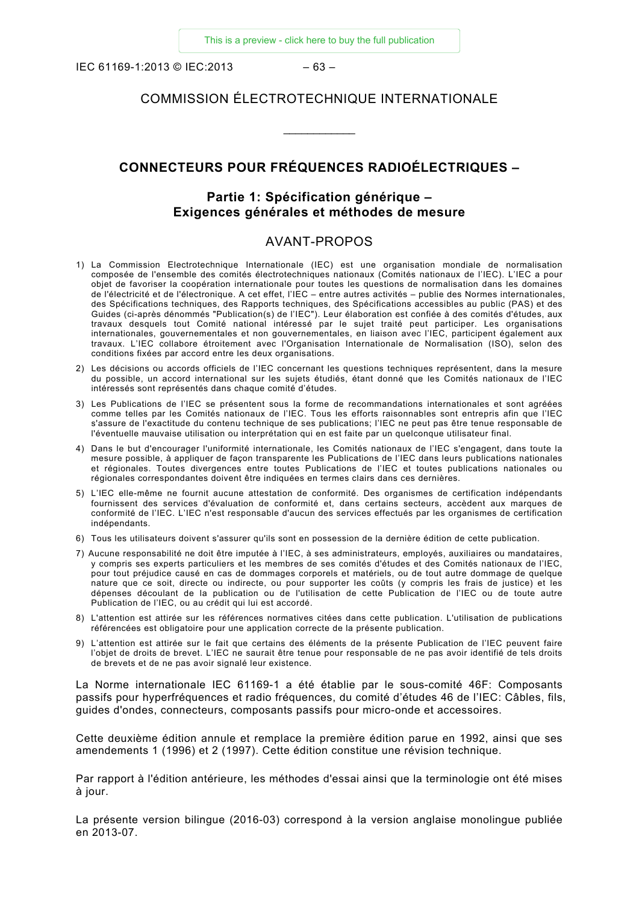# COMMISSION ÉLECTROTECHNIQUE INTERNATIONALE

\_\_\_\_\_\_\_\_\_\_\_\_

## CONNECTEURS POUR FRÉQUENCES RADIOÉLECTRIQUES –

## Partie 1: Spécification générique – Exigences générales et méthodes de mesure

## AVANT-PROPOS

1) La Commission Electrotechnique Internationale (IEC) est une organisation mondiale de normalisation composée de l'ensemble des comités électrotechniques nationaux (Comités nationaux de l'IEC). L'IEC a pour objet de favoriser la coopération internationale pour toutes les questions de normalisation dans les domaines de l'électricité et de l'électronique. A cet effet, l'IEC – entre autres activités – publie des Normes internationales, des Spécifications techniques, des Rapports techniques, des Spécifications accessibles au public (PAS) et des Guides (ci-après dénommés "Publication(s) de l'IEC"). Leur élaboration est confiée à des comités d'études, aux travaux desquels tout Comité national intéressé par le sujet traité peut participer. Les organisations internationales, gouvernementales et non gouvernementales, en liaison avec l'IEC, participent également aux travaux. L'IEC collabore étroitement avec l'Organisation Internationale de Normalisation (ISO), selon des conditions fixées par accord entre les deux organisations.
2) Les décisions ou accords officiels de l'IEC concernant les questions techniques représentent, dans la mesure du possible, un accord international sur les sujets étudiés, étant donné que les Comités nationaux de l'IEC intéressés sont représentés dans chaque comité d'études.
3) Les Publications de l'IEC se présentent sous la forme de recommandations internationales et sont agréées comme telles par les Comités nationaux de l'IEC. Tous les efforts raisonnables sont entrepris afin que l'IEC s'assure de l'exactitude du contenu technique de ses publications; l'IEC ne peut pas être tenue responsable de l'éventuelle mauvaise utilisation ou interprétation qui en est faite par un quelconque utilisateur final.
4) Dans le but d'encourager l'uniformité internationale, les Comités nationaux de l'IEC s'engagent, dans toute la mesure possible, à appliquer de façon transparente les Publications de l'IEC dans leurs publications nationales et régionales. Toutes divergences entre toutes Publications de l'IEC et toutes publications nationales ou régionales correspondantes doivent être indiquées en termes clairs dans ces dernières.
5) L'IEC elle-même ne fournit aucune attestation de conformité. Des organismes de certification indépendants fournissent des services d'évaluation de conformité et, dans certains secteurs, accèdent aux marques de conformité de l'IEC. L'IEC n'est responsable d'aucun des services effectués par les organismes de certification indépendants.
6) Tous les utilisateurs doivent s'assurer qu'ils sont en possession de la dernière édition de cette publication.
7) Aucune responsabilité ne doit être imputée à l'IEC, à ses administrateurs, employés, auxiliaires ou mandataires, y compris ses experts particuliers et les membres de ses comités d'études et des Comités nationaux de l'IEC, pour tout préjudice causé en cas de dommages corporels et matériels, ou de tout autre dommage de quelque nature que ce soit, directe ou indirecte, ou pour supporter les coûts (y compris les frais de justice) et les dépenses découlant de la publication ou de l'utilisation de cette Publication de l'IEC ou de toute autre Publication de l'IEC, ou au crédit qui lui est accordé.
8) L'attention est attirée sur les références normatives citées dans cette publication. L'utilisation de publications référencées est obligatoire pour une application correcte de la présente publication.
9) L'attention est attirée sur le fait que certains des éléments de la présente Publication de l'IEC peuvent faire l'objet de droits de brevet. L'IEC ne saurait être tenue pour responsable de ne pas avoir identifié de tels droits de brevets et de ne pas avoir signalé leur existence.

La Norme internationale IEC 61169-1 a été établie par le sous-comité 46F: Composants passifs pour hyperfréquences et radio fréquences, du comité d'études 46 de l'IEC: Câbles, fils, guides d'ondes, connecteurs, composants passifs pour micro-onde et accessoires.

Cette deuxième édition annule et remplace la première édition parue en 1992, ainsi que ses amendements 1 (1996) et 2 (1997). Cette édition constitue une révision technique.

Par rapport à l'édition antérieure, les méthodes d'essai ainsi que la terminologie ont été mises à jour.

La présente version bilingue (2016-03) correspond à la version anglaise monolingue publiée en 2013-07.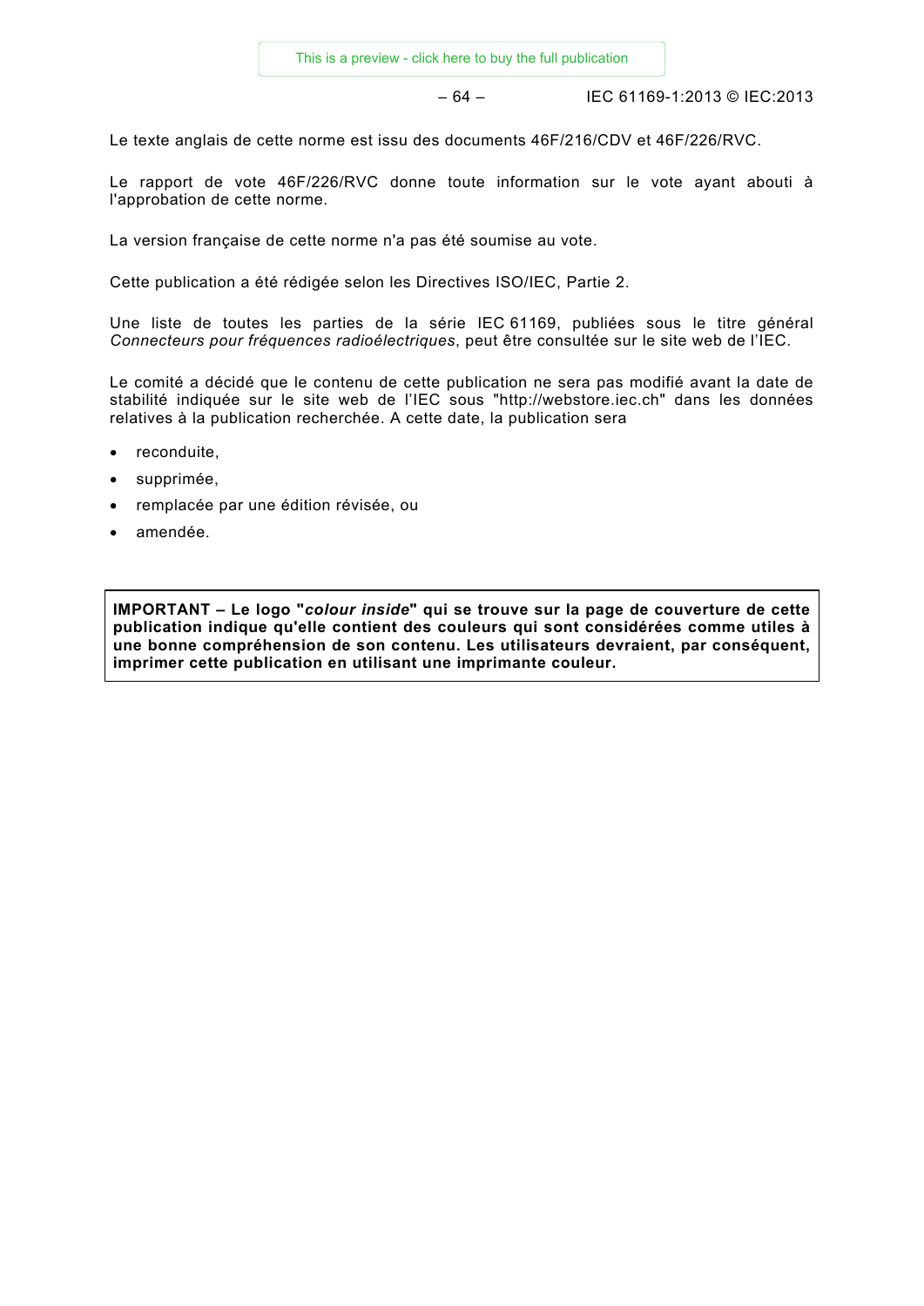Le texte anglais de cette norme est issu des documents 46F/216/CDV et 46F/226/RVC.

Le rapport de vote 46F/226/RVC donne toute information sur le vote ayant abouti à l'approbation de cette norme.

La version française de cette norme n'a pas été soumise au vote.

Cette publication a été rédigée selon les Directives ISO/IEC, Partie 2.

Une liste de toutes les parties de la série IEC 61169, publiées sous le titre général *Connecteurs pour fréquences radioélectriques*, peut être consultée sur le site web de l'IEC.

Le comité a décidé que le contenu de cette publication ne sera pas modifié avant la date de stabilité indiquée sur le site web de l'IEC sous "http://webstore.iec.ch" dans les données relatives à la publication recherchée. A cette date, la publication sera

- reconduite,
- supprimée,
- remplacée par une édition révisée, ou
- amendée.

**IMPORTANT – Le logo "*colour inside*" qui se trouve sur la page de couverture de cette publication indique qu'elle contient des couleurs qui sont considérées comme utiles à une bonne compréhension de son contenu. Les utilisateurs devraient, par conséquent, imprimer cette publication en utilisant une imprimante couleur.**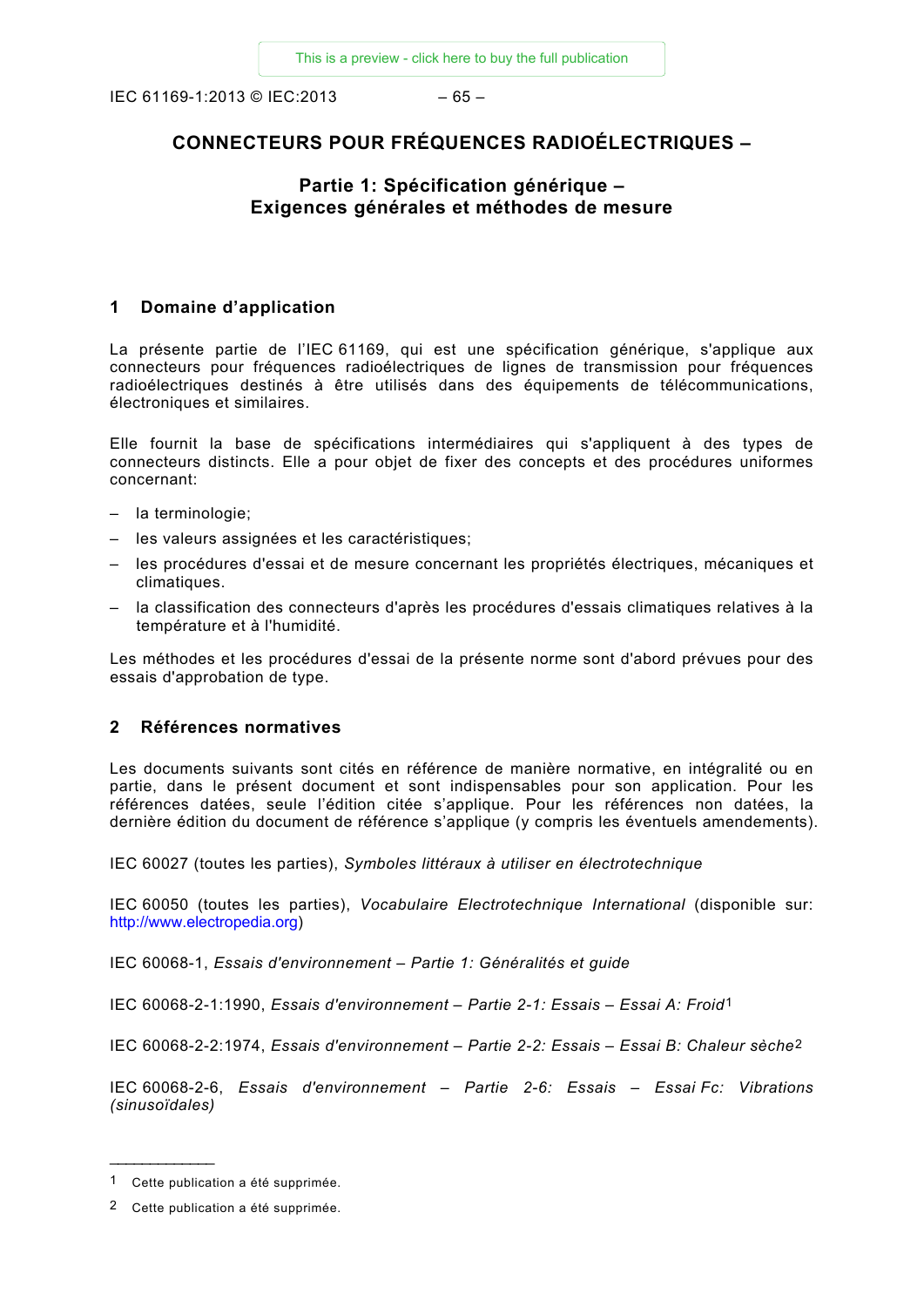# CONNECTEURS POUR FRÉQUENCES RADIOÉLECTRIQUES –

## Partie 1: Spécification générique – Exigences générales et méthodes de mesure

## 1 Domaine d'application

La présente partie de l'IEC 61169, qui est une spécification générique, s'applique aux connecteurs pour fréquences radioélectriques de lignes de transmission pour fréquences radioélectriques destinés à être utilisés dans des équipements de télécommunications, électroniques et similaires.

Elle fournit la base de spécifications intermédiaires qui s'appliquent à des types de connecteurs distincts. Elle a pour objet de fixer des concepts et des procédures uniformes concernant:

– la terminologie;

– les valeurs assignées et les caractéristiques;

– les procédures d'essai et de mesure concernant les propriétés électriques, mécaniques et climatiques.

– la classification des connecteurs d'après les procédures d'essais climatiques relatives à la température et à l'humidité.

Les méthodes et les procédures d'essai de la présente norme sont d'abord prévues pour des essais d'approbation de type.

## 2 Références normatives

Les documents suivants sont cités en référence de manière normative, en intégralité ou en partie, dans le présent document et sont indispensables pour son application. Pour les références datées, seule l'édition citée s'applique. Pour les références non datées, la dernière édition du document de référence s'applique (y compris les éventuels amendements).

IEC 60027 (toutes les parties), *Symboles littéraux à utiliser en électrotechnique*

IEC 60050 (toutes les parties), *Vocabulaire Electrotechnique International* (disponible sur: http://www.electropedia.org)

IEC 60068-1, *Essais d'environnement – Partie 1: Généralités et guide*

IEC 60068-2-1:1990, *Essais d'environnement – Partie 2-1: Essais – Essai A: Froid*[1]

IEC 60068-2-2:1974, *Essais d'environnement – Partie 2-2: Essais – Essai B: Chaleur sèche*[2]

IEC 60068-2-6, *Essais d'environnement – Partie 2-6: Essais – Essai Fc: Vibrations (sinusoïdales)*

---

[1] Cette publication a été supprimée.

[2] Cette publication a été supprimée.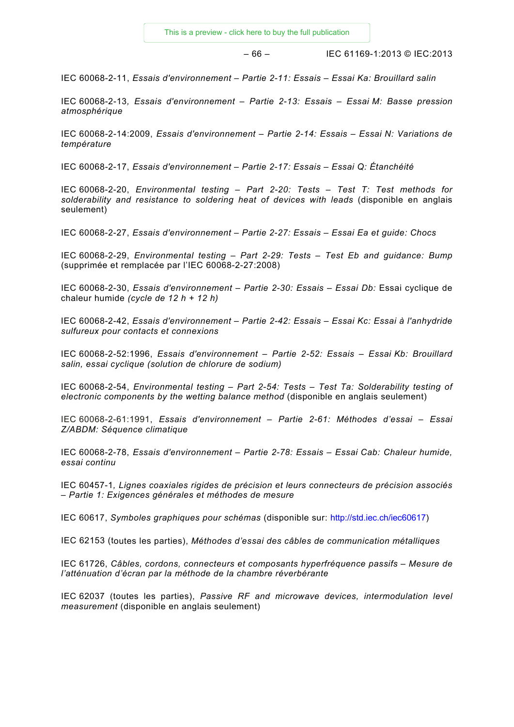IEC 60068-2-11, *Essais d'environnement – Partie 2-11: Essais – Essai Ka: Brouillard salin*

IEC 60068-2-13, *Essais d'environnement – Partie 2-13: Essais – Essai M: Basse pression atmosphérique*

IEC 60068-2-14:2009, *Essais d'environnement – Partie 2-14: Essais – Essai N: Variations de température*

IEC 60068-2-17, *Essais d'environnement – Partie 2-17: Essais – Essai Q: Étanchéité*

IEC 60068-2-20, *Environmental testing – Part 2-20: Tests – Test T: Test methods for solderability and resistance to soldering heat of devices with leads* (disponible en anglais seulement)

IEC 60068-2-27, *Essais d'environnement – Partie 2-27: Essais – Essai Ea et guide: Chocs*

IEC 60068-2-29, *Environmental testing – Part 2-29: Tests – Test Eb and guidance: Bump* (supprimée et remplacée par l'IEC 60068-2-27:2008)

IEC 60068-2-30, *Essais d'environnement – Partie 2-30: Essais – Essai Db:* Essai cyclique de chaleur humide *(cycle de 12 h + 12 h)*

IEC 60068-2-42, *Essais d'environnement – Partie 2-42: Essais – Essai Kc: Essai à l'anhydride sulfureux pour contacts et connexions*

IEC 60068-2-52:1996, *Essais d'environnement – Partie 2-52: Essais – Essai Kb: Brouillard salin, essai cyclique (solution de chlorure de sodium)*

IEC 60068-2-54, *Environmental testing – Part 2-54: Tests – Test Ta: Solderability testing of electronic components by the wetting balance method* (disponible en anglais seulement)

IEC 60068-2-61:1991, *Essais d'environnement – Partie 2-61: Méthodes d'essai – Essai Z/ABDM: Séquence climatique*

IEC 60068-2-78, *Essais d'environnement – Partie 2-78: Essais – Essai Cab: Chaleur humide, essai continu*

IEC 60457-1, *Lignes coaxiales rigides de précision et leurs connecteurs de précision associés – Partie 1: Exigences générales et méthodes de mesure*

IEC 60617, *Symboles graphiques pour schémas* (disponible sur: http://std.iec.ch/iec60617)

IEC 62153 (toutes les parties), *Méthodes d'essai des câbles de communication métalliques*

IEC 61726, *Câbles, cordons, connecteurs et composants hyperfréquence passifs – Mesure de l'atténuation d'écran par la méthode de la chambre réverbérante*

IEC 62037 (toutes les parties), *Passive RF and microwave devices, intermodulation level measurement* (disponible en anglais seulement)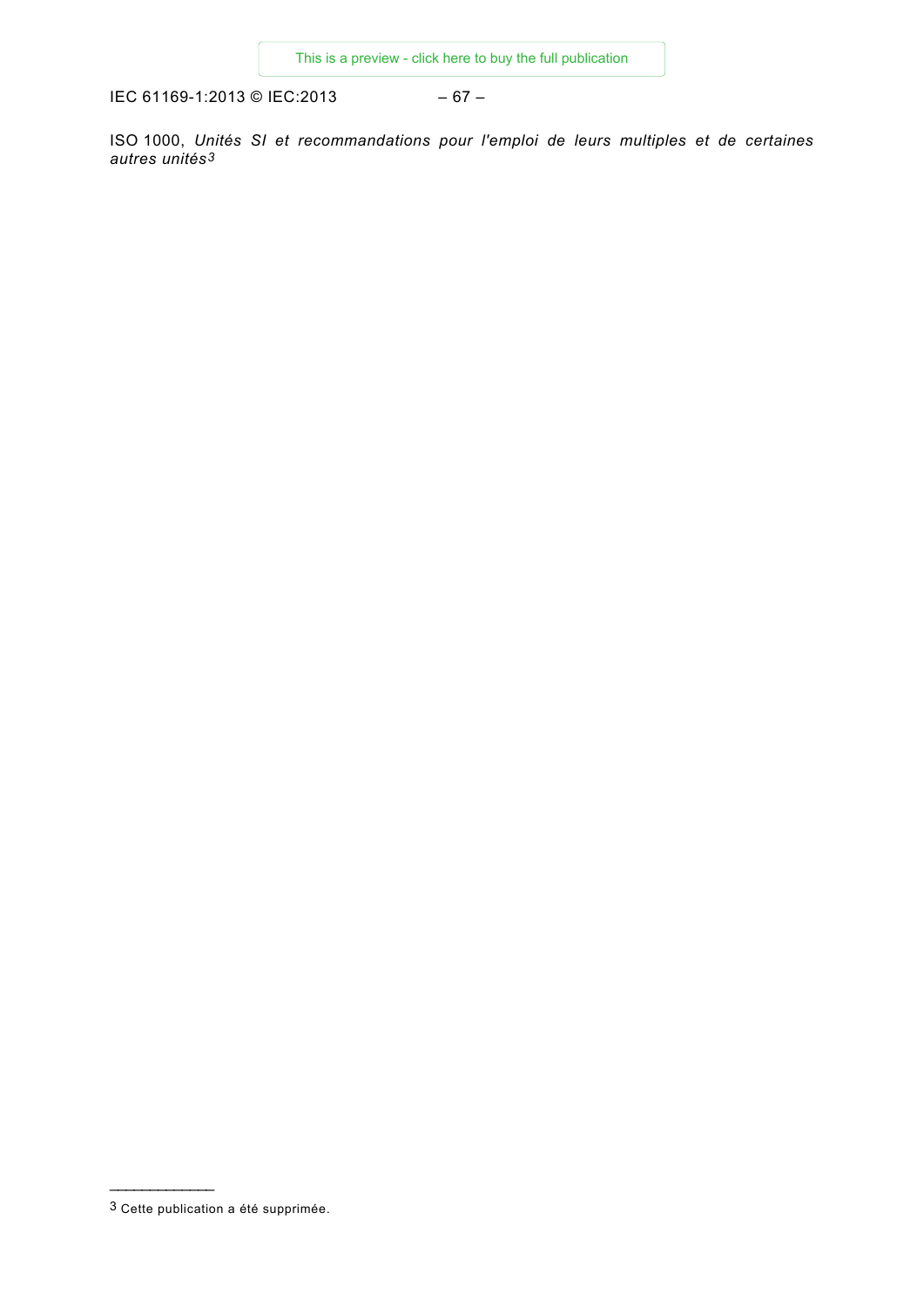ISO 1000, *Unités SI et recommandations pour l'emploi de leurs multiples et de certaines autres unités*[3]

---

[3] Cette publication a été supprimée.